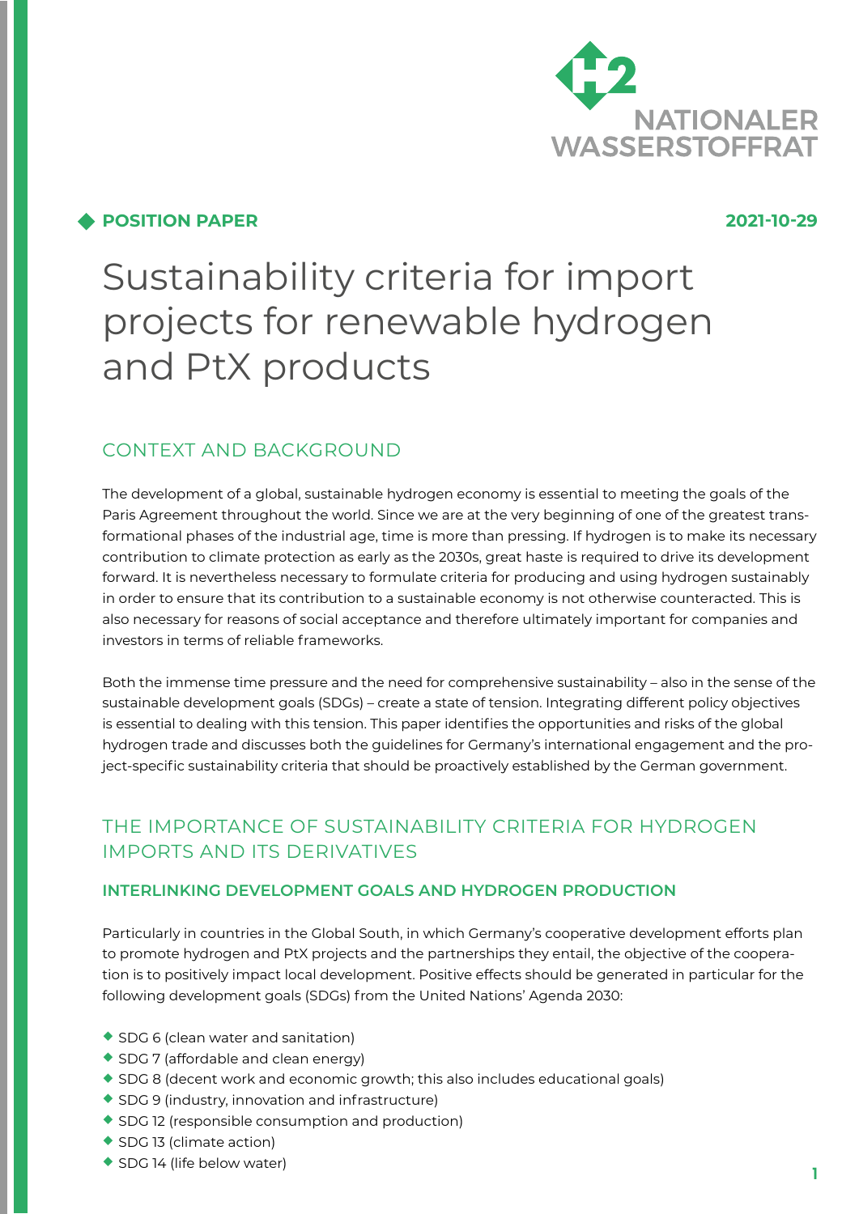NATIONALER WASSERSTOFFRAT

**POSITION PAPER** 2021-10-29

# Sustainability criteria for import projects for renewable hydrogen and PtX products

## CONTEXT AND BACKGROUND

The development of a global, sustainable hydrogen economy is essential to meeting the goals of the Paris Agreement throughout the world. Since we are at the very beginning of one of the greatest transformational phases of the industrial age, time is more than pressing. If hydrogen is to make its necessary contribution to climate protection as early as the 2030s, great haste is required to drive its development forward. It is nevertheless necessary to formulate criteria for producing and using hydrogen sustainably in order to ensure that its contribution to a sustainable economy is not otherwise counteracted. This is also necessary for reasons of social acceptance and therefore ultimately important for companies and investors in terms of reliable frameworks.

Both the immense time pressure and the need for comprehensive sustainability – also in the sense of the sustainable development goals (SDGs) – create a state of tension. Integrating different policy objectives is essential to dealing with this tension. This paper identifies the opportunities and risks of the global hydrogen trade and discusses both the guidelines for Germany's international engagement and the project-specific sustainability criteria that should be proactively established by the German government.

## THE IMPORTANCE OF SUSTAINABILITY CRITERIA FOR HYDROGEN IMPORTS AND ITS DERIVATIVES

### INTERLINKING DEVELOPMENT GOALS AND HYDROGEN PRODUCTION

Particularly in countries in the Global South, in which Germany's cooperative development efforts plan to promote hydrogen and PtX projects and the partnerships they entail, the objective of the cooperation is to positively impact local development. Positive effects should be generated in particular for the following development goals (SDGs) from the United Nations' Agenda 2030:

- SDG 6 (clean water and sanitation)
- SDG 7 (affordable and clean energy)
- SDG 8 (decent work and economic growth; this also includes educational goals)
- SDG 9 (industry, innovation and infrastructure)
- SDG 12 (responsible consumption and production)
- SDG 13 (climate action)
- SDG 14 (life below water)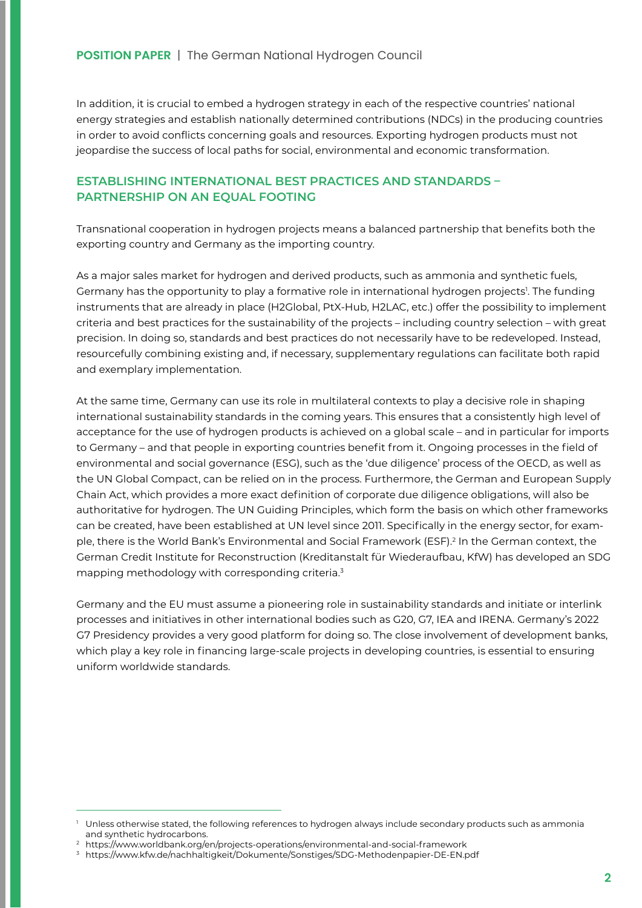In addition, it is crucial to embed a hydrogen strategy in each of the respective countries' national energy strategies and establish nationally determined contributions (NDCs) in the producing countries in order to avoid conflicts concerning goals and resources. Exporting hydrogen products must not jeopardise the success of local paths for social, environmental and economic transformation.

## ESTABLISHING INTERNATIONAL BEST PRACTICES AND STANDARDS – PARTNERSHIP ON AN EQUAL FOOTING

Transnational cooperation in hydrogen projects means a balanced partnership that benefits both the exporting country and Germany as the importing country.

As a major sales market for hydrogen and derived products, such as ammonia and synthetic fuels, Germany has the opportunity to play a formative role in international hydrogen projects[1]. The funding instruments that are already in place (H2Global, PtX-Hub, H2LAC, etc.) offer the possibility to implement criteria and best practices for the sustainability of the projects – including country selection – with great precision. In doing so, standards and best practices do not necessarily have to be redeveloped. Instead, resourcefully combining existing and, if necessary, supplementary regulations can facilitate both rapid and exemplary implementation.

At the same time, Germany can use its role in multilateral contexts to play a decisive role in shaping international sustainability standards in the coming years. This ensures that a consistently high level of acceptance for the use of hydrogen products is achieved on a global scale – and in particular for imports to Germany – and that people in exporting countries benefit from it. Ongoing processes in the field of environmental and social governance (ESG), such as the 'due diligence' process of the OECD, as well as the UN Global Compact, can be relied on in the process. Furthermore, the German and European Supply Chain Act, which provides a more exact definition of corporate due diligence obligations, will also be authoritative for hydrogen. The UN Guiding Principles, which form the basis on which other frameworks can be created, have been established at UN level since 2011. Specifically in the energy sector, for example, there is the World Bank's Environmental and Social Framework (ESF).[2] In the German context, the German Credit Institute for Reconstruction (Kreditanstalt für Wiederaufbau, KfW) has developed an SDG mapping methodology with corresponding criteria.[3]

Germany and the EU must assume a pioneering role in sustainability standards and initiate or interlink processes and initiatives in other international bodies such as G20, G7, IEA and IRENA. Germany's 2022 G7 Presidency provides a very good platform for doing so. The close involvement of development banks, which play a key role in financing large-scale projects in developing countries, is essential to ensuring uniform worldwide standards.

---

[1] Unless otherwise stated, the following references to hydrogen always include secondary products such as ammonia and synthetic hydrocarbons.

[2] https://www.worldbank.org/en/projects-operations/environmental-and-social-framework

[3] https://www.kfw.de/nachhaltigkeit/Dokumente/Sonstiges/SDG-Methodenpapier-DE-EN.pdf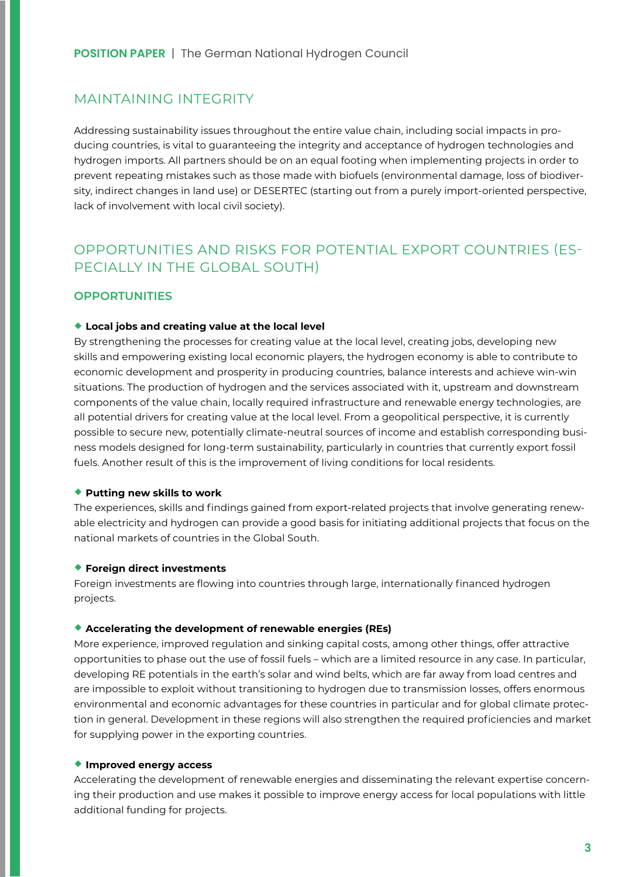## MAINTAINING INTEGRITY

Addressing sustainability issues throughout the entire value chain, including social impacts in producing countries, is vital to guaranteeing the integrity and acceptance of hydrogen technologies and hydrogen imports. All partners should be on an equal footing when implementing projects in order to prevent repeating mistakes such as those made with biofuels (environmental damage, loss of biodiversity, indirect changes in land use) or DESERTEC (starting out from a purely import-oriented perspective, lack of involvement with local civil society).

## OPPORTUNITIES AND RISKS FOR POTENTIAL EXPORT COUNTRIES (ESPECIALLY IN THE GLOBAL SOUTH)

### OPPORTUNITIES

- **Local jobs and creating value at the local level**

By strengthening the processes for creating value at the local level, creating jobs, developing new skills and empowering existing local economic players, the hydrogen economy is able to contribute to economic development and prosperity in producing countries, balance interests and achieve win-win situations. The production of hydrogen and the services associated with it, upstream and downstream components of the value chain, locally required infrastructure and renewable energy technologies, are all potential drivers for creating value at the local level. From a geopolitical perspective, it is currently possible to secure new, potentially climate-neutral sources of income and establish corresponding business models designed for long-term sustainability, particularly in countries that currently export fossil fuels. Another result of this is the improvement of living conditions for local residents.

- **Putting new skills to work**

The experiences, skills and findings gained from export-related projects that involve generating renewable electricity and hydrogen can provide a good basis for initiating additional projects that focus on the national markets of countries in the Global South.

- **Foreign direct investments**

Foreign investments are flowing into countries through large, internationally financed hydrogen projects.

- **Accelerating the development of renewable energies (REs)**

More experience, improved regulation and sinking capital costs, among other things, offer attractive opportunities to phase out the use of fossil fuels – which are a limited resource in any case. In particular, developing RE potentials in the earth's solar and wind belts, which are far away from load centres and are impossible to exploit without transitioning to hydrogen due to transmission losses, offers enormous environmental and economic advantages for these countries in particular and for global climate protection in general. Development in these regions will also strengthen the required proficiencies and market for supplying power in the exporting countries.

- **Improved energy access**

Accelerating the development of renewable energies and disseminating the relevant expertise concerning their production and use makes it possible to improve energy access for local populations with little additional funding for projects.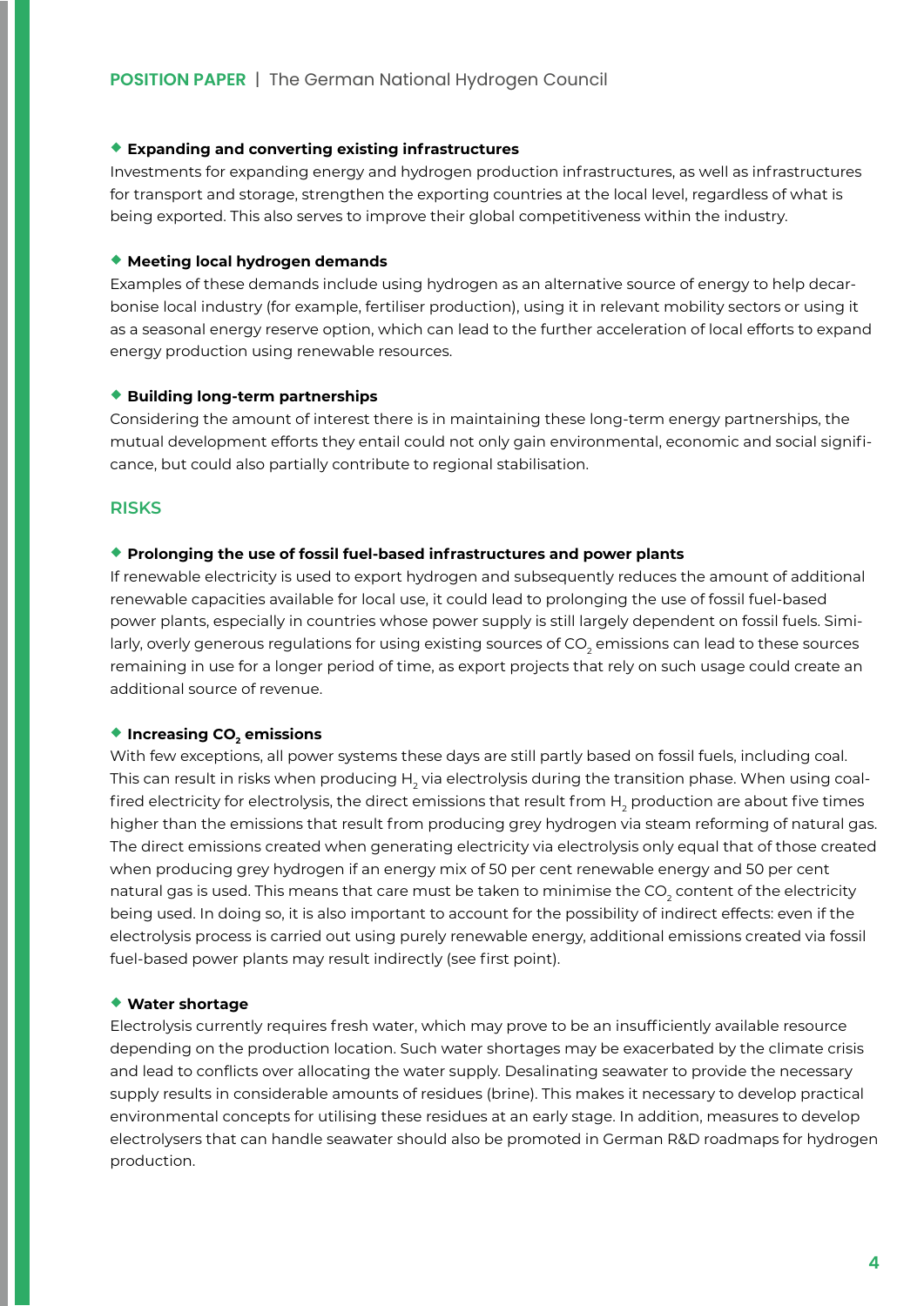- **Expanding and converting existing infrastructures**

Investments for expanding energy and hydrogen production infrastructures, as well as infrastructures for transport and storage, strengthen the exporting countries at the local level, regardless of what is being exported. This also serves to improve their global competitiveness within the industry.

- **Meeting local hydrogen demands**

Examples of these demands include using hydrogen as an alternative source of energy to help decarbonise local industry (for example, fertiliser production), using it in relevant mobility sectors or using it as a seasonal energy reserve option, which can lead to the further acceleration of local efforts to expand energy production using renewable resources.

- **Building long-term partnerships**

Considering the amount of interest there is in maintaining these long-term energy partnerships, the mutual development efforts they entail could not only gain environmental, economic and social significance, but could also partially contribute to regional stabilisation.

## RISKS

- **Prolonging the use of fossil fuel-based infrastructures and power plants**

If renewable electricity is used to export hydrogen and subsequently reduces the amount of additional renewable capacities available for local use, it could lead to prolonging the use of fossil fuel-based power plants, especially in countries whose power supply is still largely dependent on fossil fuels. Similarly, overly generous regulations for using existing sources of $CO_2$ emissions can lead to these sources remaining in use for a longer period of time, as export projects that rely on such usage could create an additional source of revenue.

- **Increasing $CO_2$ emissions**

With few exceptions, all power systems these days are still partly based on fossil fuels, including coal. This can result in risks when producing $H_2$ via electrolysis during the transition phase. When using coal-fired electricity for electrolysis, the direct emissions that result from $H_2$ production are about five times higher than the emissions that result from producing grey hydrogen via steam reforming of natural gas. The direct emissions created when generating electricity via electrolysis only equal that of those created when producing grey hydrogen if an energy mix of 50 per cent renewable energy and 50 per cent natural gas is used. This means that care must be taken to minimise the $CO_2$ content of the electricity being used. In doing so, it is also important to account for the possibility of indirect effects: even if the electrolysis process is carried out using purely renewable energy, additional emissions created via fossil fuel-based power plants may result indirectly (see first point).

- **Water shortage**

Electrolysis currently requires fresh water, which may prove to be an insufficiently available resource depending on the production location. Such water shortages may be exacerbated by the climate crisis and lead to conflicts over allocating the water supply. Desalinating seawater to provide the necessary supply results in considerable amounts of residues (brine). This makes it necessary to develop practical environmental concepts for utilising these residues at an early stage. In addition, measures to develop electrolysers that can handle seawater should also be promoted in German R&D roadmaps for hydrogen production.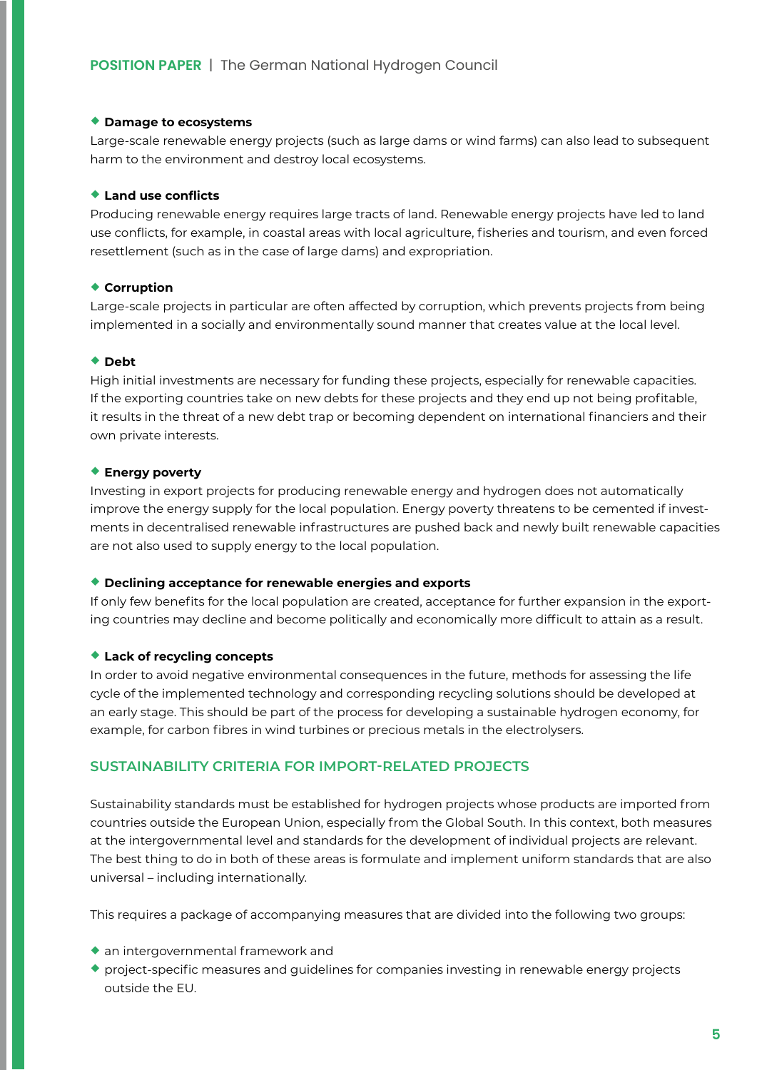- **Damage to ecosystems**
Large-scale renewable energy projects (such as large dams or wind farms) can also lead to subsequent harm to the environment and destroy local ecosystems.

- **Land use conflicts**
Producing renewable energy requires large tracts of land. Renewable energy projects have led to land use conflicts, for example, in coastal areas with local agriculture, fisheries and tourism, and even forced resettlement (such as in the case of large dams) and expropriation.

- **Corruption**
Large-scale projects in particular are often affected by corruption, which prevents projects from being implemented in a socially and environmentally sound manner that creates value at the local level.

- **Debt**
High initial investments are necessary for funding these projects, especially for renewable capacities. If the exporting countries take on new debts for these projects and they end up not being profitable, it results in the threat of a new debt trap or becoming dependent on international financiers and their own private interests.

- **Energy poverty**
Investing in export projects for producing renewable energy and hydrogen does not automatically improve the energy supply for the local population. Energy poverty threatens to be cemented if investments in decentralised renewable infrastructures are pushed back and newly built renewable capacities are not also used to supply energy to the local population.

- **Declining acceptance for renewable energies and exports**
If only few benefits for the local population are created, acceptance for further expansion in the exporting countries may decline and become politically and economically more difficult to attain as a result.

- **Lack of recycling concepts**
In order to avoid negative environmental consequences in the future, methods for assessing the life cycle of the implemented technology and corresponding recycling solutions should be developed at an early stage. This should be part of the process for developing a sustainable hydrogen economy, for example, for carbon fibres in wind turbines or precious metals in the electrolysers.

## SUSTAINABILITY CRITERIA FOR IMPORT-RELATED PROJECTS

Sustainability standards must be established for hydrogen projects whose products are imported from countries outside the European Union, especially from the Global South. In this context, both measures at the intergovernmental level and standards for the development of individual projects are relevant. The best thing to do in both of these areas is formulate and implement uniform standards that are also universal – including internationally.

This requires a package of accompanying measures that are divided into the following two groups:

- an intergovernmental framework and
- project-specific measures and guidelines for companies investing in renewable energy projects outside the EU.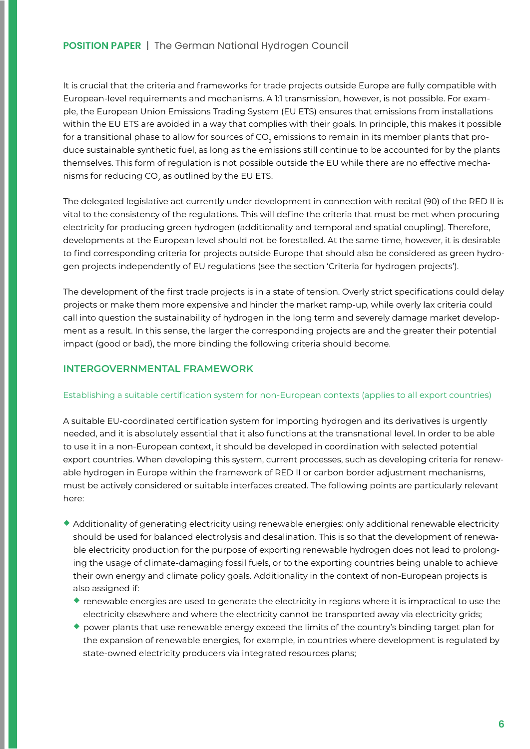It is crucial that the criteria and frameworks for trade projects outside Europe are fully compatible with European-level requirements and mechanisms. A 1:1 transmission, however, is not possible. For example, the European Union Emissions Trading System (EU ETS) ensures that emissions from installations within the EU ETS are avoided in a way that complies with their goals. In principle, this makes it possible for a transitional phase to allow for sources of $CO_2$ emissions to remain in its member plants that produce sustainable synthetic fuel, as long as the emissions still continue to be accounted for by the plants themselves. This form of regulation is not possible outside the EU while there are no effective mechanisms for reducing $CO_2$ as outlined by the EU ETS.

The delegated legislative act currently under development in connection with recital (90) of the RED II is vital to the consistency of the regulations. This will define the criteria that must be met when procuring electricity for producing green hydrogen (additionality and temporal and spatial coupling). Therefore, developments at the European level should not be forestalled. At the same time, however, it is desirable to find corresponding criteria for projects outside Europe that should also be considered as green hydrogen projects independently of EU regulations (see the section 'Criteria for hydrogen projects').

The development of the first trade projects is in a state of tension. Overly strict specifications could delay projects or make them more expensive and hinder the market ramp-up, while overly lax criteria could call into question the sustainability of hydrogen in the long term and severely damage market development as a result. In this sense, the larger the corresponding projects are and the greater their potential impact (good or bad), the more binding the following criteria should become.

## INTERGOVERNMENTAL FRAMEWORK

### Establishing a suitable certification system for non-European contexts (applies to all export countries)

A suitable EU-coordinated certification system for importing hydrogen and its derivatives is urgently needed, and it is absolutely essential that it also functions at the transnational level. In order to be able to use it in a non-European context, it should be developed in coordination with selected potential export countries. When developing this system, current processes, such as developing criteria for renewable hydrogen in Europe within the framework of RED II or carbon border adjustment mechanisms, must be actively considered or suitable interfaces created. The following points are particularly relevant here:

- Additionality of generating electricity using renewable energies: only additional renewable electricity should be used for balanced electrolysis and desalination. This is so that the development of renewable electricity production for the purpose of exporting renewable hydrogen does not lead to prolonging the usage of climate-damaging fossil fuels, or to the exporting countries being unable to achieve their own energy and climate policy goals. Additionality in the context of non-European projects is also assigned if:
  - renewable energies are used to generate the electricity in regions where it is impractical to use the electricity elsewhere and where the electricity cannot be transported away via electricity grids;
  - power plants that use renewable energy exceed the limits of the country's binding target plan for the expansion of renewable energies, for example, in countries where development is regulated by state-owned electricity producers via integrated resources plans;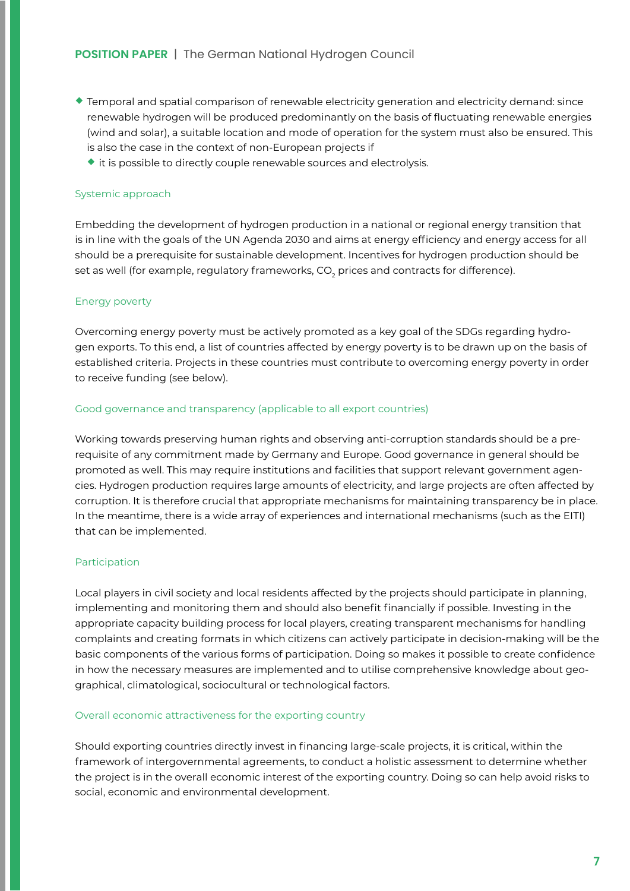- Temporal and spatial comparison of renewable electricity generation and electricity demand: since renewable hydrogen will be produced predominantly on the basis of fluctuating renewable energies (wind and solar), a suitable location and mode of operation for the system must also be ensured. This is also the case in the context of non-European projects if
  - it is possible to directly couple renewable sources and electrolysis.

### Systemic approach

Embedding the development of hydrogen production in a national or regional energy transition that is in line with the goals of the UN Agenda 2030 and aims at energy efficiency and energy access for all should be a prerequisite for sustainable development. Incentives for hydrogen production should be set as well (for example, regulatory frameworks, $CO_2$ prices and contracts for difference).

### Energy poverty

Overcoming energy poverty must be actively promoted as a key goal of the SDGs regarding hydrogen exports. To this end, a list of countries affected by energy poverty is to be drawn up on the basis of established criteria. Projects in these countries must contribute to overcoming energy poverty in order to receive funding (see below).

### Good governance and transparency (applicable to all export countries)

Working towards preserving human rights and observing anti-corruption standards should be a prerequisite of any commitment made by Germany and Europe. Good governance in general should be promoted as well. This may require institutions and facilities that support relevant government agencies. Hydrogen production requires large amounts of electricity, and large projects are often affected by corruption. It is therefore crucial that appropriate mechanisms for maintaining transparency be in place. In the meantime, there is a wide array of experiences and international mechanisms (such as the EITI) that can be implemented.

### Participation

Local players in civil society and local residents affected by the projects should participate in planning, implementing and monitoring them and should also benefit financially if possible. Investing in the appropriate capacity building process for local players, creating transparent mechanisms for handling complaints and creating formats in which citizens can actively participate in decision-making will be the basic components of the various forms of participation. Doing so makes it possible to create confidence in how the necessary measures are implemented and to utilise comprehensive knowledge about geographical, climatological, sociocultural or technological factors.

### Overall economic attractiveness for the exporting country

Should exporting countries directly invest in financing large-scale projects, it is critical, within the framework of intergovernmental agreements, to conduct a holistic assessment to determine whether the project is in the overall economic interest of the exporting country. Doing so can help avoid risks to social, economic and environmental development.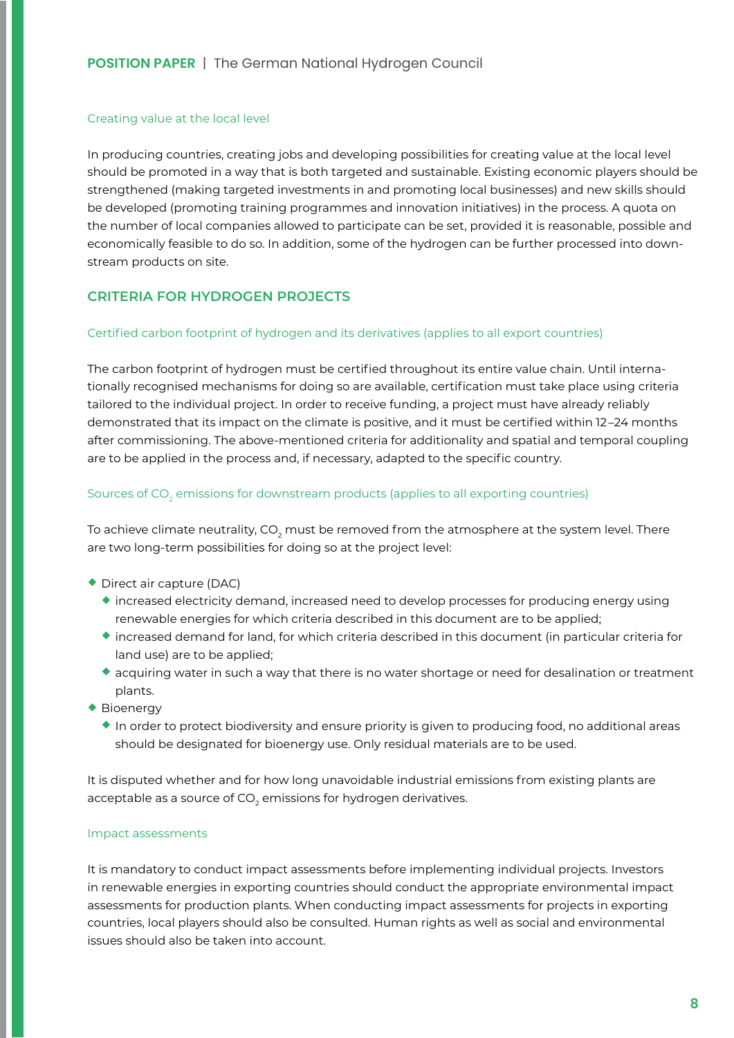### Creating value at the local level

In producing countries, creating jobs and developing possibilities for creating value at the local level should be promoted in a way that is both targeted and sustainable. Existing economic players should be strengthened (making targeted investments in and promoting local businesses) and new skills should be developed (promoting training programmes and innovation initiatives) in the process. A quota on the number of local companies allowed to participate can be set, provided it is reasonable, possible and economically feasible to do so. In addition, some of the hydrogen can be further processed into downstream products on site.

## CRITERIA FOR HYDROGEN PROJECTS

### Certified carbon footprint of hydrogen and its derivatives (applies to all export countries)

The carbon footprint of hydrogen must be certified throughout its entire value chain. Until internationally recognised mechanisms for doing so are available, certification must take place using criteria tailored to the individual project. In order to receive funding, a project must have already reliably demonstrated that its impact on the climate is positive, and it must be certified within 12–24 months after commissioning. The above-mentioned criteria for additionality and spatial and temporal coupling are to be applied in the process and, if necessary, adapted to the specific country.

### Sources of $CO_2$ emissions for downstream products (applies to all exporting countries)

To achieve climate neutrality, $CO_2$ must be removed from the atmosphere at the system level. There are two long-term possibilities for doing so at the project level:

- Direct air capture (DAC)
  - increased electricity demand, increased need to develop processes for producing energy using renewable energies for which criteria described in this document are to be applied;
  - increased demand for land, for which criteria described in this document (in particular criteria for land use) are to be applied;
  - acquiring water in such a way that there is no water shortage or need for desalination or treatment plants.
- Bioenergy
  - In order to protect biodiversity and ensure priority is given to producing food, no additional areas should be designated for bioenergy use. Only residual materials are to be used.

It is disputed whether and for how long unavoidable industrial emissions from existing plants are acceptable as a source of $CO_2$ emissions for hydrogen derivatives.

### Impact assessments

It is mandatory to conduct impact assessments before implementing individual projects. Investors in renewable energies in exporting countries should conduct the appropriate environmental impact assessments for production plants. When conducting impact assessments for projects in exporting countries, local players should also be consulted. Human rights as well as social and environmental issues should also be taken into account.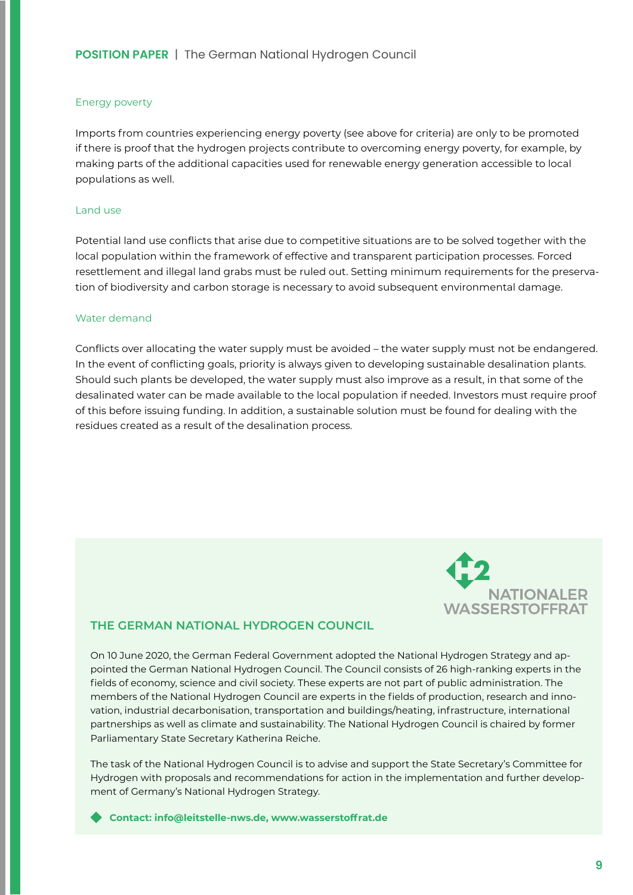#### Energy poverty

Imports from countries experiencing energy poverty (see above for criteria) are only to be promoted if there is proof that the hydrogen projects contribute to overcoming energy poverty, for example, by making parts of the additional capacities used for renewable energy generation accessible to local populations as well.

#### Land use

Potential land use conflicts that arise due to competitive situations are to be solved together with the local population within the framework of effective and transparent participation processes. Forced resettlement and illegal land grabs must be ruled out. Setting minimum requirements for the preservation of biodiversity and carbon storage is necessary to avoid subsequent environmental damage.

#### Water demand

Conflicts over allocating the water supply must be avoided – the water supply must not be endangered. In the event of conflicting goals, priority is always given to developing sustainable desalination plants. Should such plants be developed, the water supply must also improve as a result, in that some of the desalinated water can be made available to the local population if needed. Investors must require proof of this before issuing funding. In addition, a sustainable solution must be found for dealing with the residues created as a result of the desalination process.

H2 NATIONALER WASSERSTOFFRAT

## THE GERMAN NATIONAL HYDROGEN COUNCIL

On 10 June 2020, the German Federal Government adopted the National Hydrogen Strategy and appointed the German National Hydrogen Council. The Council consists of 26 high-ranking experts in the fields of economy, science and civil society. These experts are not part of public administration. The members of the National Hydrogen Council are experts in the fields of production, research and innovation, industrial decarbonisation, transportation and buildings/heating, infrastructure, international partnerships as well as climate and sustainability. The National Hydrogen Council is chaired by former Parliamentary State Secretary Katherina Reiche.

The task of the National Hydrogen Council is to advise and support the State Secretary's Committee for Hydrogen with proposals and recommendations for action in the implementation and further development of Germany's National Hydrogen Strategy.

**Contact: info@leitstelle-nws.de, www.wasserstoffrat.de**